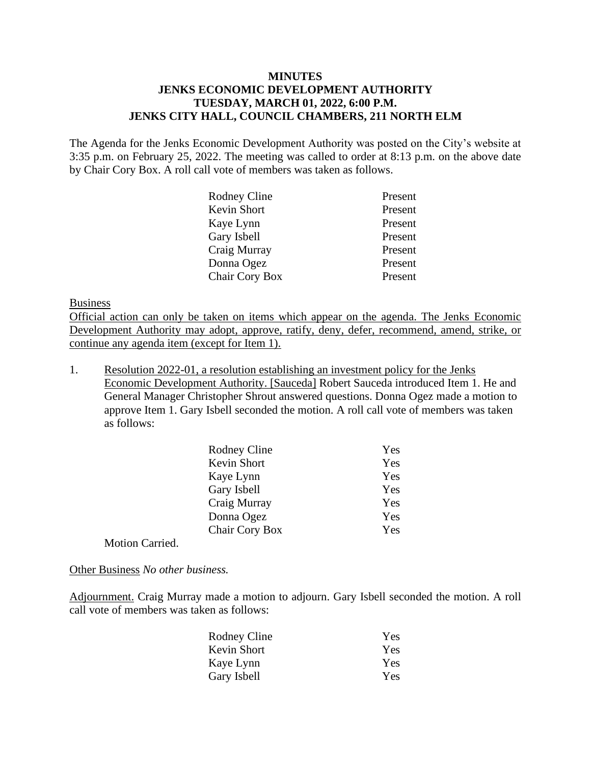# MINUTES
## JENKS ECONOMIC DEVELOPMENT AUTHORITY
## TUESDAY, MARCH 01, 2022, 6:00 P.M.
## JENKS CITY HALL, COUNCIL CHAMBERS, 211 NORTH ELM

The Agenda for the Jenks Economic Development Authority was posted on the City's website at 3:35 p.m. on February 25, 2022. The meeting was called to order at 8:13 p.m. on the above date by Chair Cory Box. A roll call vote of members was taken as follows.

| | |
|---|---|
| Rodney Cline | Present |
| Kevin Short | Present |
| Kaye Lynn | Present |
| Gary Isbell | Present |
| Craig Murray | Present |
| Donna Ogez | Present |
| Chair Cory Box | Present |

Business

Official action can only be taken on items which appear on the agenda. The Jenks Economic Development Authority may adopt, approve, ratify, deny, defer, recommend, amend, strike, or continue any agenda item (except for Item 1).

1. Resolution 2022-01, a resolution establishing an investment policy for the Jenks Economic Development Authority. [Sauceda] Robert Sauceda introduced Item 1. He and General Manager Christopher Shrout answered questions. Donna Ogez made a motion to approve Item 1. Gary Isbell seconded the motion. A roll call vote of members was taken as follows:

| | |
|---|---|
| Rodney Cline | Yes |
| Kevin Short | Yes |
| Kaye Lynn | Yes |
| Gary Isbell | Yes |
| Craig Murray | Yes |
| Donna Ogez | Yes |
| Chair Cory Box | Yes |

Motion Carried.

Other Business *No other business.*

Adjournment. Craig Murray made a motion to adjourn. Gary Isbell seconded the motion. A roll call vote of members was taken as follows:

| | |
|---|---|
| Rodney Cline | Yes |
| Kevin Short | Yes |
| Kaye Lynn | Yes |
| Gary Isbell | Yes |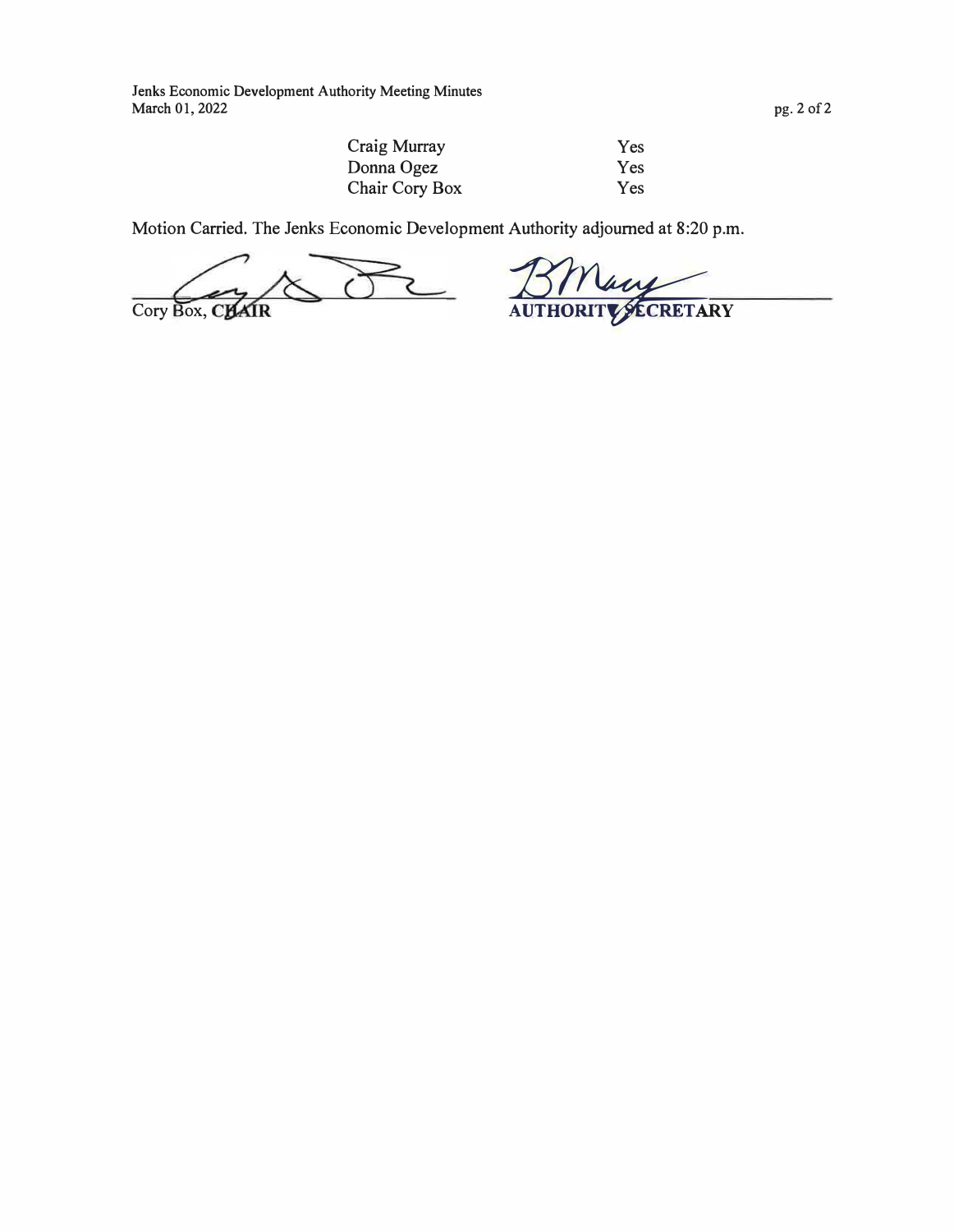| | |
|---|---|
| Craig Murray | Yes |
| Donna Ogez | Yes |
| Chair Cory Box | Yes |

Motion Carried. The Jenks Economic Development Authority adjourned at 8:20 p.m.

Cory Box, **CHAIR**

**AUTHORITY SECRETARY**